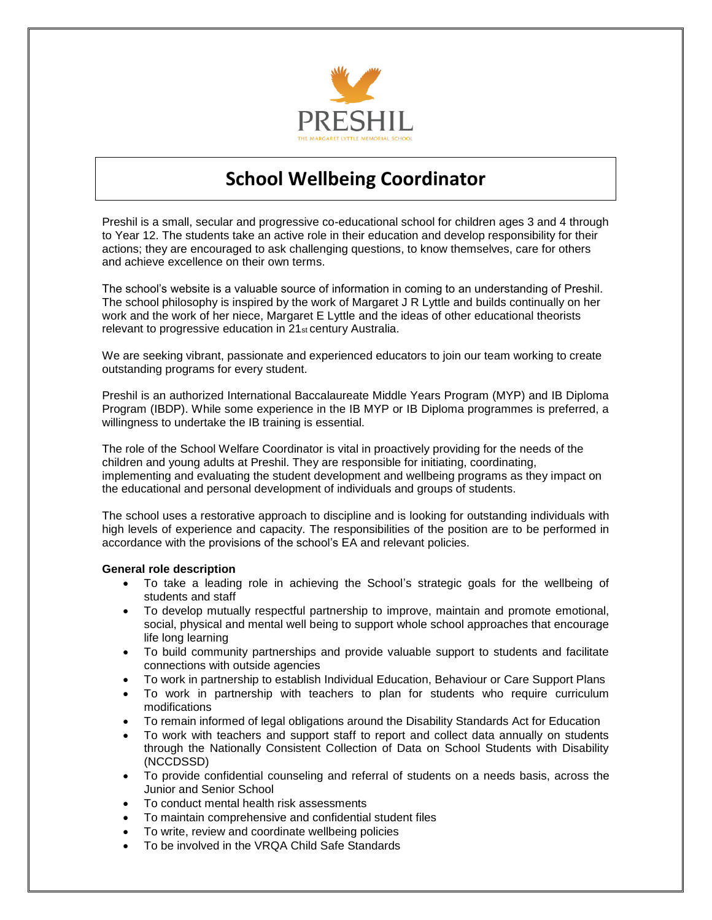PRESHIL

THE MARGARET LYTTLE MEMORIAL SCHOOL

# School Wellbeing Coordinator

Preshil is a small, secular and progressive co-educational school for children ages 3 and 4 through to Year 12. The students take an active role in their education and develop responsibility for their actions; they are encouraged to ask challenging questions, to know themselves, care for others and achieve excellence on their own terms.

The school's website is a valuable source of information in coming to an understanding of Preshil. The school philosophy is inspired by the work of Margaret J R Lyttle and builds continually on her work and the work of her niece, Margaret E Lyttle and the ideas of other educational theorists relevant to progressive education in 21st century Australia.

We are seeking vibrant, passionate and experienced educators to join our team working to create outstanding programs for every student.

Preshil is an authorized International Baccalaureate Middle Years Program (MYP) and IB Diploma Program (IBDP). While some experience in the IB MYP or IB Diploma programmes is preferred, a willingness to undertake the IB training is essential.

The role of the School Welfare Coordinator is vital in proactively providing for the needs of the children and young adults at Preshil. They are responsible for initiating, coordinating, implementing and evaluating the student development and wellbeing programs as they impact on the educational and personal development of individuals and groups of students.

The school uses a restorative approach to discipline and is looking for outstanding individuals with high levels of experience and capacity. The responsibilities of the position are to be performed in accordance with the provisions of the school's EA and relevant policies.

**General role description**

- To take a leading role in achieving the School's strategic goals for the wellbeing of students and staff
- To develop mutually respectful partnership to improve, maintain and promote emotional, social, physical and mental well being to support whole school approaches that encourage life long learning
- To build community partnerships and provide valuable support to students and facilitate connections with outside agencies
- To work in partnership to establish Individual Education, Behaviour or Care Support Plans
- To work in partnership with teachers to plan for students who require curriculum modifications
- To remain informed of legal obligations around the Disability Standards Act for Education
- To work with teachers and support staff to report and collect data annually on students through the Nationally Consistent Collection of Data on School Students with Disability (NCCDSSD)
- To provide confidential counseling and referral of students on a needs basis, across the Junior and Senior School
- To conduct mental health risk assessments
- To maintain comprehensive and confidential student files
- To write, review and coordinate wellbeing policies
- To be involved in the VRQA Child Safe Standards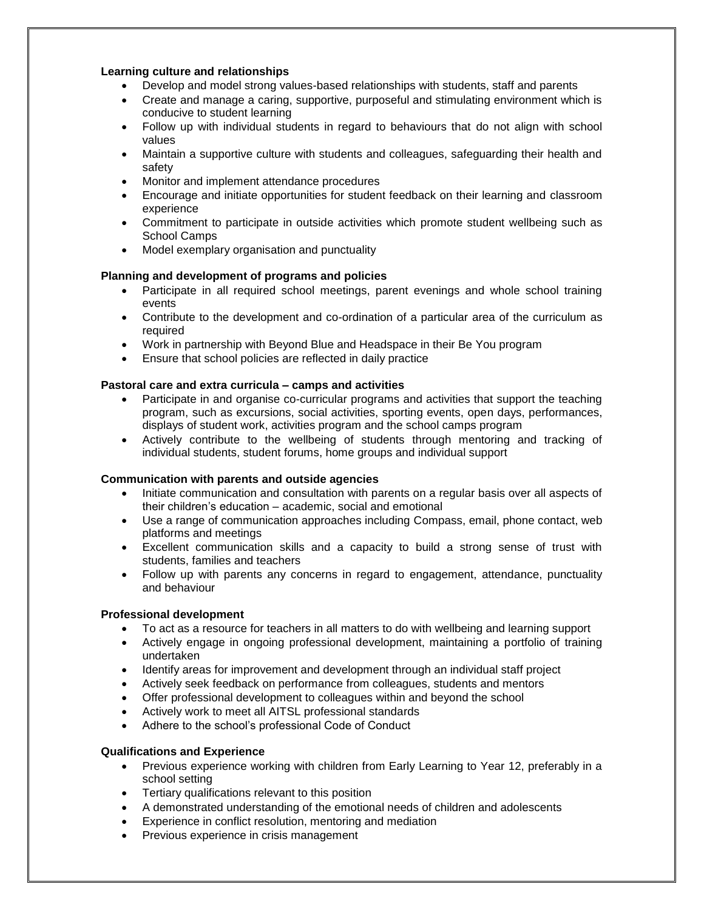**Learning culture and relationships**

- Develop and model strong values-based relationships with students, staff and parents
- Create and manage a caring, supportive, purposeful and stimulating environment which is conducive to student learning
- Follow up with individual students in regard to behaviours that do not align with school values
- Maintain a supportive culture with students and colleagues, safeguarding their health and safety
- Monitor and implement attendance procedures
- Encourage and initiate opportunities for student feedback on their learning and classroom experience
- Commitment to participate in outside activities which promote student wellbeing such as School Camps
- Model exemplary organisation and punctuality

**Planning and development of programs and policies**

- Participate in all required school meetings, parent evenings and whole school training events
- Contribute to the development and co-ordination of a particular area of the curriculum as required
- Work in partnership with Beyond Blue and Headspace in their Be You program
- Ensure that school policies are reflected in daily practice

**Pastoral care and extra curricula – camps and activities**

- Participate in and organise co-curricular programs and activities that support the teaching program, such as excursions, social activities, sporting events, open days, performances, displays of student work, activities program and the school camps program
- Actively contribute to the wellbeing of students through mentoring and tracking of individual students, student forums, home groups and individual support

**Communication with parents and outside agencies**

- Initiate communication and consultation with parents on a regular basis over all aspects of their children's education – academic, social and emotional
- Use a range of communication approaches including Compass, email, phone contact, web platforms and meetings
- Excellent communication skills and a capacity to build a strong sense of trust with students, families and teachers
- Follow up with parents any concerns in regard to engagement, attendance, punctuality and behaviour

**Professional development**

- To act as a resource for teachers in all matters to do with wellbeing and learning support
- Actively engage in ongoing professional development, maintaining a portfolio of training undertaken
- Identify areas for improvement and development through an individual staff project
- Actively seek feedback on performance from colleagues, students and mentors
- Offer professional development to colleagues within and beyond the school
- Actively work to meet all AITSL professional standards
- Adhere to the school's professional Code of Conduct

**Qualifications and Experience**

- Previous experience working with children from Early Learning to Year 12, preferably in a school setting
- Tertiary qualifications relevant to this position
- A demonstrated understanding of the emotional needs of children and adolescents
- Experience in conflict resolution, mentoring and mediation
- Previous experience in crisis management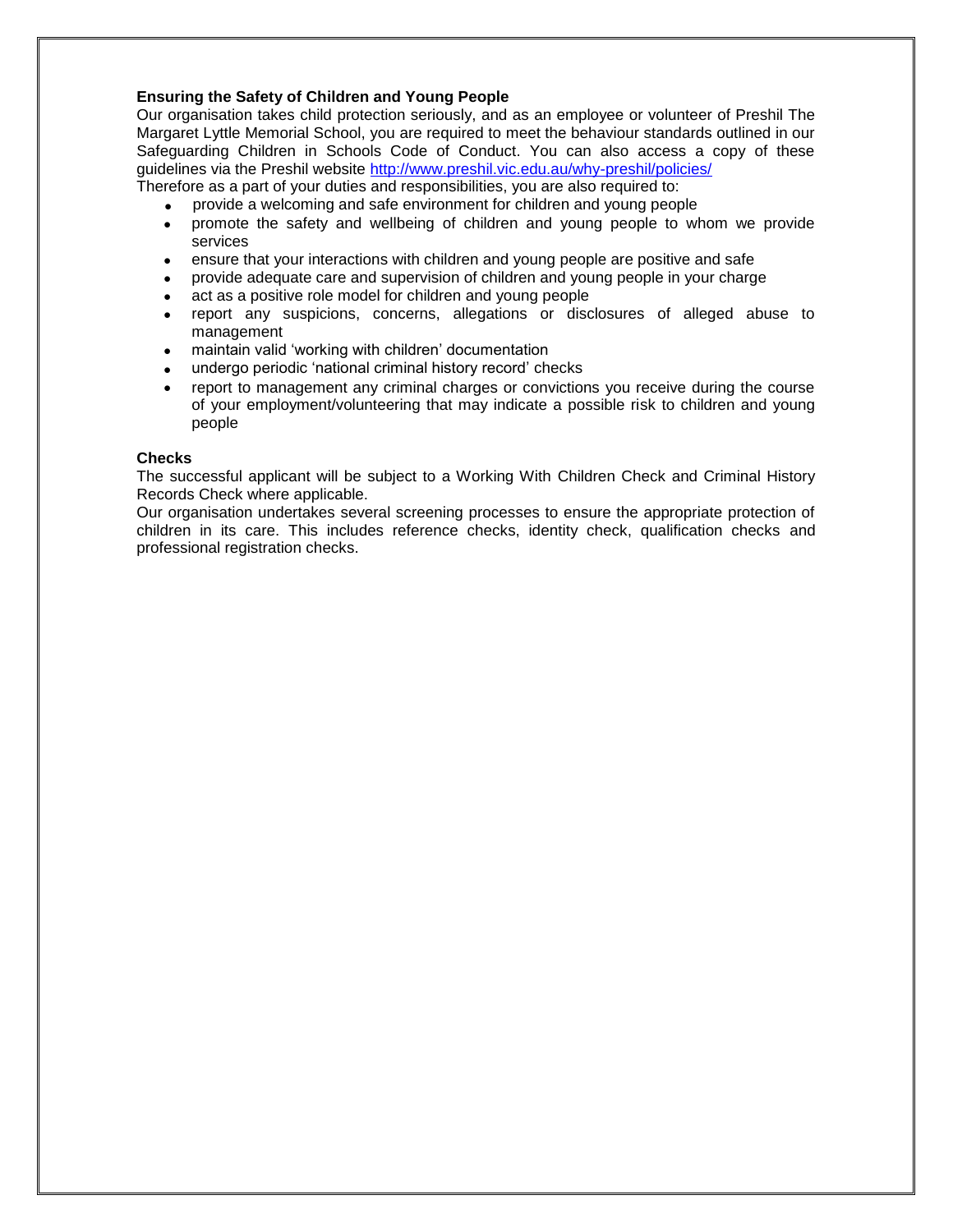**Ensuring the Safety of Children and Young People**

Our organisation takes child protection seriously, and as an employee or volunteer of Preshil The Margaret Lyttle Memorial School, you are required to meet the behaviour standards outlined in our Safeguarding Children in Schools Code of Conduct. You can also access a copy of these guidelines via the Preshil website http://www.preshil.vic.edu.au/why-preshil/policies/

Therefore as a part of your duties and responsibilities, you are also required to:

- provide a welcoming and safe environment for children and young people
- promote the safety and wellbeing of children and young people to whom we provide services
- ensure that your interactions with children and young people are positive and safe
- provide adequate care and supervision of children and young people in your charge
- act as a positive role model for children and young people
- report any suspicions, concerns, allegations or disclosures of alleged abuse to management
- maintain valid 'working with children' documentation
- undergo periodic 'national criminal history record' checks
- report to management any criminal charges or convictions you receive during the course of your employment/volunteering that may indicate a possible risk to children and young people

**Checks**

The successful applicant will be subject to a Working With Children Check and Criminal History Records Check where applicable.

Our organisation undertakes several screening processes to ensure the appropriate protection of children in its care. This includes reference checks, identity check, qualification checks and professional registration checks.